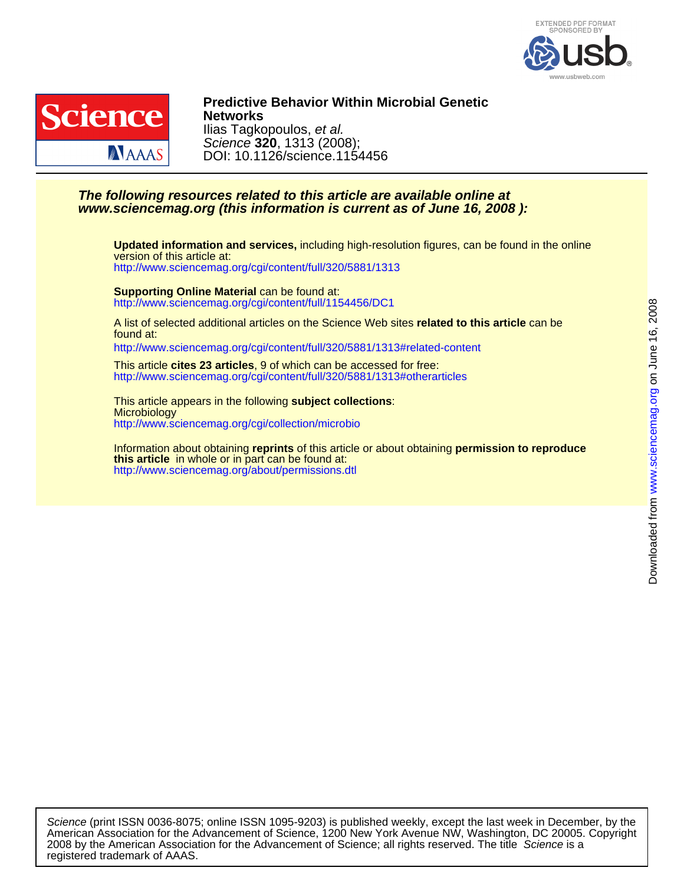EXTENDED PDF FORMAT
SPONSORED BY
usb
www.usbweb.com

# Predictive Behavior Within Microbial Genetic Networks

Ilias Tagkopoulos, *et al.*

*Science* **320**, 1313 (2008);

DOI: 10.1126/science.1154456

***The following resources related to this article are available online at www.sciencemag.org (this information is current as of June 16, 2008 ):***

**Updated information and services,** including high-resolution figures, can be found in the online version of this article at:
http://www.sciencemag.org/cgi/content/full/320/5881/1313

**Supporting Online Material** can be found at:
http://www.sciencemag.org/cgi/content/full/1154456/DC1

A list of selected additional articles on the Science Web sites **related to this article** can be found at:
http://www.sciencemag.org/cgi/content/full/320/5881/1313#related-content

This article **cites 23 articles**, 9 of which can be accessed for free:
http://www.sciencemag.org/cgi/content/full/320/5881/1313#otherarticles

This article appears in the following **subject collections**:
Microbiology
http://www.sciencemag.org/cgi/collection/microbio

Information about obtaining **reprints** of this article or about obtaining **permission to reproduce this article** in whole or in part can be found at:
http://www.sciencemag.org/about/permissions.dtl

Downloaded from www.sciencemag.org on June 16, 2008

*Science* (print ISSN 0036-8075; online ISSN 1095-9203) is published weekly, except the last week in December, by the American Association for the Advancement of Science, 1200 New York Avenue NW, Washington, DC 20005. Copyright 2008 by the American Association for the Advancement of Science; all rights reserved. The title *Science* is a registered trademark of AAAS.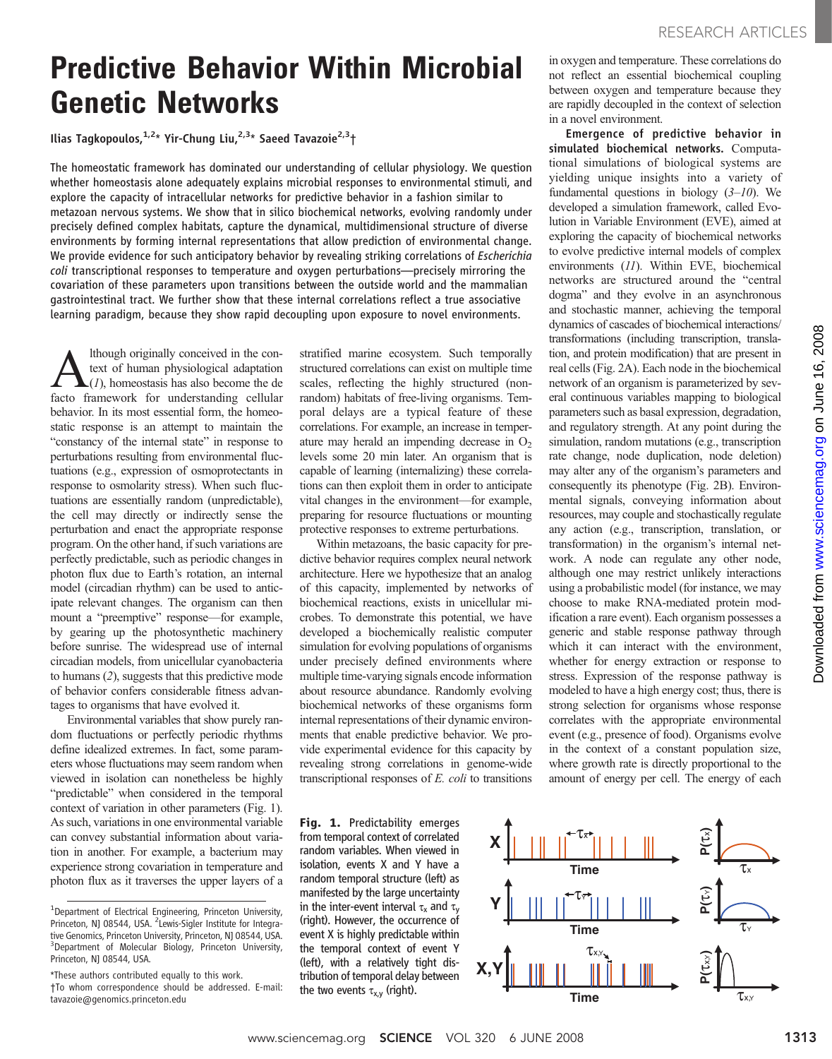# Predictive Behavior Within Microbial Genetic Networks

Ilias Tagkopoulos,[1,2]* Yir-Chung Liu,[2,3]* Saeed Tavazoie[2,3]†

The homeostatic framework has dominated our understanding of cellular physiology. We question whether homeostasis alone adequately explains microbial responses to environmental stimuli, and explore the capacity of intracellular networks for predictive behavior in a fashion similar to metazoan nervous systems. We show that in silico biochemical networks, evolving randomly under precisely defined complex habitats, capture the dynamical, multidimensional structure of diverse environments by forming internal representations that allow prediction of environmental change. We provide evidence for such anticipatory behavior by revealing striking correlations of *Escherichia coli* transcriptional responses to temperature and oxygen perturbations—precisely mirroring the covariation of these parameters upon transitions between the outside world and the mammalian gastrointestinal tract. We further show that these internal correlations reflect a true associative learning paradigm, because they show rapid decoupling upon exposure to novel environments.

Although originally conceived in the context of human physiological adaptation (*1*), homeostasis has also become the de facto framework for understanding cellular behavior. In its most essential form, the homeostatic response is an attempt to maintain the "constancy of the internal state" in response to perturbations resulting from environmental fluctuations (e.g., expression of osmoprotectants in response to osmolarity stress). When such fluctuations are essentially random (unpredictable), the cell may directly or indirectly sense the perturbation and enact the appropriate response program. On the other hand, if such variations are perfectly predictable, such as periodic changes in photon flux due to Earth's rotation, an internal model (circadian rhythm) can be used to anticipate relevant changes. The organism can then mount a "preemptive" response—for example, by gearing up the photosynthetic machinery before sunrise. The widespread use of internal circadian models, from unicellular cyanobacteria to humans (*2*), suggests that this predictive mode of behavior confers considerable fitness advantages to organisms that have evolved it.

Environmental variables that show purely random fluctuations or perfectly periodic rhythms define idealized extremes. In fact, some parameters whose fluctuations may seem random when viewed in isolation can nonetheless be highly "predictable" when considered in the temporal context of variation in other parameters (Fig. 1). As such, variations in one environmental variable can convey substantial information about variation in another. For example, a bacterium may experience strong covariation in temperature and photon flux as it traverses the upper layers of a stratified marine ecosystem. Such temporally structured correlations can exist on multiple time scales, reflecting the highly structured (nonrandom) habitats of free-living organisms. Temporal delays are a typical feature of these correlations. For example, an increase in temperature may herald an impending decrease in $O_2$ levels some 20 min later. An organism that is capable of learning (internalizing) these correlations can then exploit them in order to anticipate vital changes in the environment—for example, preparing for resource fluctuations or mounting protective responses to extreme perturbations.

Within metazoans, the basic capacity for predictive behavior requires complex neural network architecture. Here we hypothesize that an analog of this capacity, implemented by networks of biochemical reactions, exists in unicellular microbes. To demonstrate this potential, we have developed a biochemically realistic computer simulation for evolving populations of organisms under precisely defined environments where multiple time-varying signals encode information about resource abundance. Randomly evolving biochemical networks of these organisms form internal representations of their dynamic environments that enable predictive behavior. We provide experimental evidence for this capacity by revealing strong correlations in genome-wide transcriptional responses of *E. coli* to transitions in oxygen and temperature. These correlations do not reflect an essential biochemical coupling between oxygen and temperature because they are rapidly decoupled in the context of selection in a novel environment.

**Emergence of predictive behavior in simulated biochemical networks.** Computational simulations of biological systems are yielding unique insights into a variety of fundamental questions in biology (*3–10*). We developed a simulation framework, called Evolution in Variable Environment (EVE), aimed at exploring the capacity of biochemical networks to evolve predictive internal models of complex environments (*11*). Within EVE, biochemical networks are structured around the "central dogma" and they evolve in an asynchronous and stochastic manner, achieving the temporal dynamics of cascades of biochemical interactions/transformations (including transcription, translation, and protein modification) that are present in real cells (Fig. 2A). Each node in the biochemical network of an organism is parameterized by several continuous variables mapping to biological parameters such as basal expression, degradation, and regulatory strength. At any point during the simulation, random mutations (e.g., transcription rate change, node duplication, node deletion) may alter any of the organism's parameters and consequently its phenotype (Fig. 2B). Environmental signals, conveying information about resources, may couple and stochastically regulate any action (e.g., transcription, translation, or transformation) in the organism's internal network. A node can regulate any other node, although one may restrict unlikely interactions using a probabilistic model (for instance, we may choose to make RNA-mediated protein modification a rare event). Each organism possesses a generic and stable response pathway through which it can interact with the environment, whether for energy extraction or response to stress. Expression of the response pathway is modeled to have a high energy cost; thus, there is strong selection for organisms whose response correlates with the appropriate environmental event (e.g., presence of food). Organisms evolve in the context of a constant population size, where growth rate is directly proportional to the amount of energy per cell. The energy of each

**Fig. 1.** Predictability emerges from temporal context of correlated random variables. When viewed in isolation, events X and Y have a random temporal structure (left) as manifested by the large uncertainty in the inter-event interval $\tau_x$ and $\tau_y$ (right). However, the occurrence of event X is highly predictable within the temporal context of event Y (left), with a relatively tight distribution of temporal delay between the two events $\tau_{x,y}$ (right).

[1]Department of Electrical Engineering, Princeton University, Princeton, NJ 08544, USA. [2]Lewis-Sigler Institute for Integrative Genomics, Princeton University, Princeton, NJ 08544, USA. [3]Department of Molecular Biology, Princeton University, Princeton, NJ 08544, USA.

*These authors contributed equally to this work.

†To whom correspondence should be addressed. E-mail: tavazoie@genomics.princeton.edu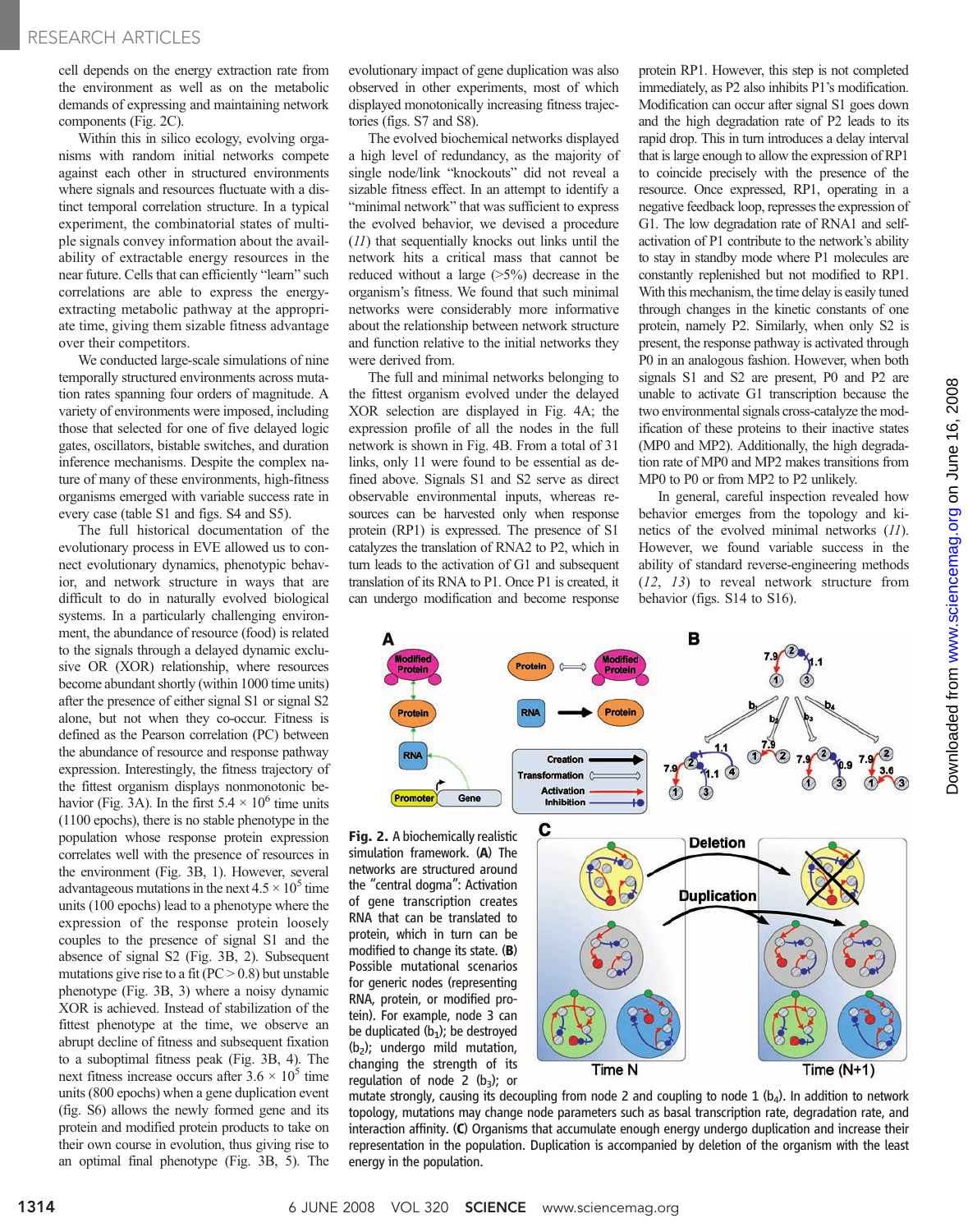cell depends on the energy extraction rate from the environment as well as on the metabolic demands of expressing and maintaining network components (Fig. 2C).

Within this in silico ecology, evolving organisms with random initial networks compete against each other in structured environments where signals and resources fluctuate with a distinct temporal correlation structure. In a typical experiment, the combinatorial states of multiple signals convey information about the availability of extractable energy resources in the near future. Cells that can efficiently "learn" such correlations are able to express the energy-extracting metabolic pathway at the appropriate time, giving them sizable fitness advantage over their competitors.

We conducted large-scale simulations of nine temporally structured environments across mutation rates spanning four orders of magnitude. A variety of environments were imposed, including those that selected for one of five delayed logic gates, oscillators, bistable switches, and duration inference mechanisms. Despite the complex nature of many of these environments, high-fitness organisms emerged with variable success rate in every case (table S1 and figs. S4 and S5).

The full historical documentation of the evolutionary process in EVE allowed us to connect evolutionary dynamics, phenotypic behavior, and network structure in ways that are difficult to do in naturally evolved biological systems. In a particularly challenging environment, the abundance of resource (food) is related to the signals through a delayed dynamic exclusive OR (XOR) relationship, where resources become abundant shortly (within 1000 time units) after the presence of either signal S1 or signal S2 alone, but not when they co-occur. Fitness is defined as the Pearson correlation (PC) between the abundance of resource and response pathway expression. Interestingly, the fitness trajectory of the fittest organism displays nonmonotonic behavior (Fig. 3A). In the first $5.4 \times 10^6$ time units (1100 epochs), there is no stable phenotype in the population whose response protein expression correlates well with the presence of resources in the environment (Fig. 3B, 1). However, several advantageous mutations in the next $4.5 \times 10^5$ time units (100 epochs) lead to a phenotype where the expression of the response protein loosely couples to the presence of signal S1 and the absence of signal S2 (Fig. 3B, 2). Subsequent mutations give rise to a fit (PC > 0.8) but unstable phenotype (Fig. 3B, 3) where a noisy dynamic XOR is achieved. Instead of stabilization of the fittest phenotype at the time, we observe an abrupt decline of fitness and subsequent fixation to a suboptimal fitness peak (Fig. 3B, 4). The next fitness increase occurs after $3.6 \times 10^5$ time units (800 epochs) when a gene duplication event (fig. S6) allows the newly formed gene and its protein and modified protein products to take on their own course in evolution, thus giving rise to an optimal final phenotype (Fig. 3B, 5). The evolutionary impact of gene duplication was also observed in other experiments, most of which displayed monotonically increasing fitness trajectories (figs. S7 and S8).

The evolved biochemical networks displayed a high level of redundancy, as the majority of single node/link "knockouts" did not reveal a sizable fitness effect. In an attempt to identify a "minimal network" that was sufficient to express the evolved behavior, we devised a procedure (*11*) that sequentially knocks out links until the network hits a critical mass that cannot be reduced without a large (>5%) decrease in the organism's fitness. We found that such minimal networks were considerably more informative about the relationship between network structure and function relative to the initial networks they were derived from.

The full and minimal networks belonging to the fittest organism evolved under the delayed XOR selection are displayed in Fig. 4A; the expression profile of all the nodes in the full network is shown in Fig. 4B. From a total of 31 links, only 11 were found to be essential as defined above. Signals S1 and S2 serve as direct observable environmental inputs, whereas resources can be harvested only when response protein (RP1) is expressed. The presence of S1 catalyzes the translation of RNA2 to P2, which in turn leads to the activation of G1 and subsequent translation of its RNA to P1. Once P1 is created, it can undergo modification and become response protein RP1. However, this step is not completed immediately, as P2 also inhibits P1's modification. Modification can occur after signal S1 goes down and the high degradation rate of P2 leads to its rapid drop. This in turn introduces a delay interval that is large enough to allow the expression of RP1 to coincide precisely with the presence of the resource. Once expressed, RP1, operating in a negative feedback loop, represses the expression of G1. The low degradation rate of RNA1 and self-activation of P1 contribute to the network's ability to stay in standby mode where P1 molecules are constantly replenished but not modified to RP1. With this mechanism, the time delay is easily tuned through changes in the kinetic constants of one protein, namely P2. Similarly, when only S2 is present, the response pathway is activated through P0 in an analogous fashion. However, when both signals S1 and S2 are present, P0 and P2 are unable to activate G1 transcription because the two environmental signals cross-catalyze the modification of these proteins to their inactive states (MP0 and MP2). Additionally, the high degradation rate of MP0 and MP2 makes transitions from MP0 to P0 or from MP2 to P2 unlikely.

In general, careful inspection revealed how behavior emerges from the topology and kinetics of the evolved minimal networks (*11*). However, we found variable success in the ability of standard reverse-engineering methods (*12*, *13*) to reveal network structure from behavior (figs. S14 to S16).

**Fig. 2.** A biochemically realistic simulation framework. (**A**) The networks are structured around the "central dogma": Activation of gene transcription creates RNA that can be translated to protein, which in turn can be modified to change its state. (**B**) Possible mutational scenarios for generic nodes (representing RNA, protein, or modified protein). For example, node 3 can be duplicated ($b_1$); be destroyed ($b_2$); undergo mild mutation, changing the strength of its regulation of node 2 ($b_3$); or mutate strongly, causing its decoupling from node 2 and coupling to node 1 ($b_4$). In addition to network topology, mutations may change node parameters such as basal transcription rate, degradation rate, and interaction affinity. (**C**) Organisms that accumulate enough energy undergo duplication and increase their representation in the population. Duplication is accompanied by deletion of the organism with the least energy in the population.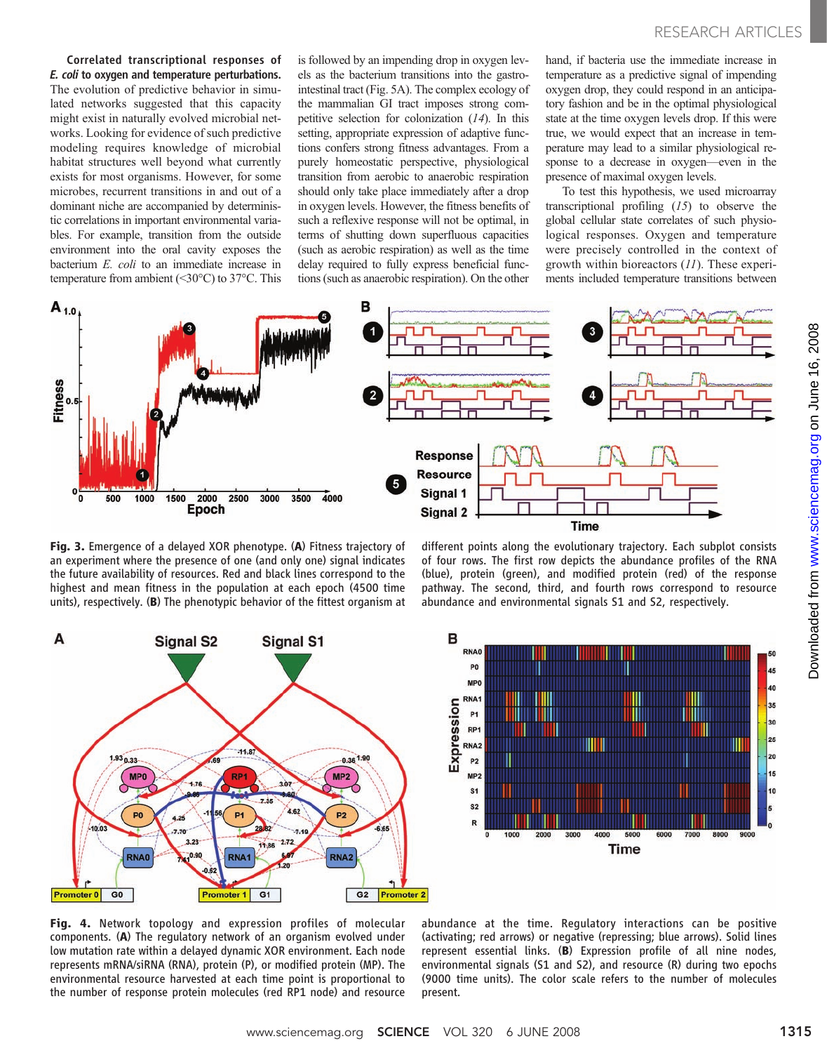**Correlated transcriptional responses of *E. coli* to oxygen and temperature perturbations.** The evolution of predictive behavior in simulated networks suggested that this capacity might exist in naturally evolved microbial networks. Looking for evidence of such predictive modeling requires knowledge of microbial habitat structures well beyond what currently exists for most organisms. However, for some microbes, recurrent transitions in and out of a dominant niche are accompanied by deterministic correlations in important environmental variables. For example, transition from the outside environment into the oral cavity exposes the bacterium *E. coli* to an immediate increase in temperature from ambient (<30°C) to 37°C. This is followed by an impending drop in oxygen levels as the bacterium transitions into the gastrointestinal tract (Fig. 5A). The complex ecology of the mammalian GI tract imposes strong competitive selection for colonization (*14*). In this setting, appropriate expression of adaptive functions confers strong fitness advantages. From a purely homeostatic perspective, physiological transition from aerobic to anaerobic respiration should only take place immediately after a drop in oxygen levels. However, the fitness benefits of such a reflexive response will not be optimal, in terms of shutting down superfluous capacities (such as aerobic respiration) as well as the time delay required to fully express beneficial functions (such as anaerobic respiration). On the other hand, if bacteria use the immediate increase in temperature as a predictive signal of impending oxygen drop, they could respond in an anticipatory fashion and be in the optimal physiological state at the time oxygen levels drop. If this were true, we would expect that an increase in temperature may lead to a similar physiological response to a decrease in oxygen—even in the presence of maximal oxygen levels.

To test this hypothesis, we used microarray transcriptional profiling (*15*) to observe the global cellular state correlates of such physiological responses. Oxygen and temperature were precisely controlled in the context of growth within bioreactors (*11*). These experiments included temperature transitions between

**Fig. 3.** Emergence of a delayed XOR phenotype. (**A**) Fitness trajectory of an experiment where the presence of one (and only one) signal indicates the future availability of resources. Red and black lines correspond to the highest and mean fitness in the population at each epoch (4500 time units), respectively. (**B**) The phenotypic behavior of the fittest organism at different points along the evolutionary trajectory. Each subplot consists of four rows. The first row depicts the abundance profiles of the RNA (blue), protein (green), and modified protein (red) of the response pathway. The second, third, and fourth rows correspond to resource abundance and environmental signals S1 and S2, respectively.

**Fig. 4.** Network topology and expression profiles of molecular components. (**A**) The regulatory network of an organism evolved under low mutation rate within a delayed dynamic XOR environment. Each node represents mRNA/siRNA (RNA), protein (P), or modified protein (MP). The environmental resource harvested at each time point is proportional to the number of response protein molecules (red RP1 node) and resource abundance at the time. Regulatory interactions can be positive (activating; red arrows) or negative (repressing; blue arrows). Solid lines represent essential links. (**B**) Expression profile of all nine nodes, environmental signals (S1 and S2), and resource (R) during two epochs (9000 time units). The color scale refers to the number of molecules present.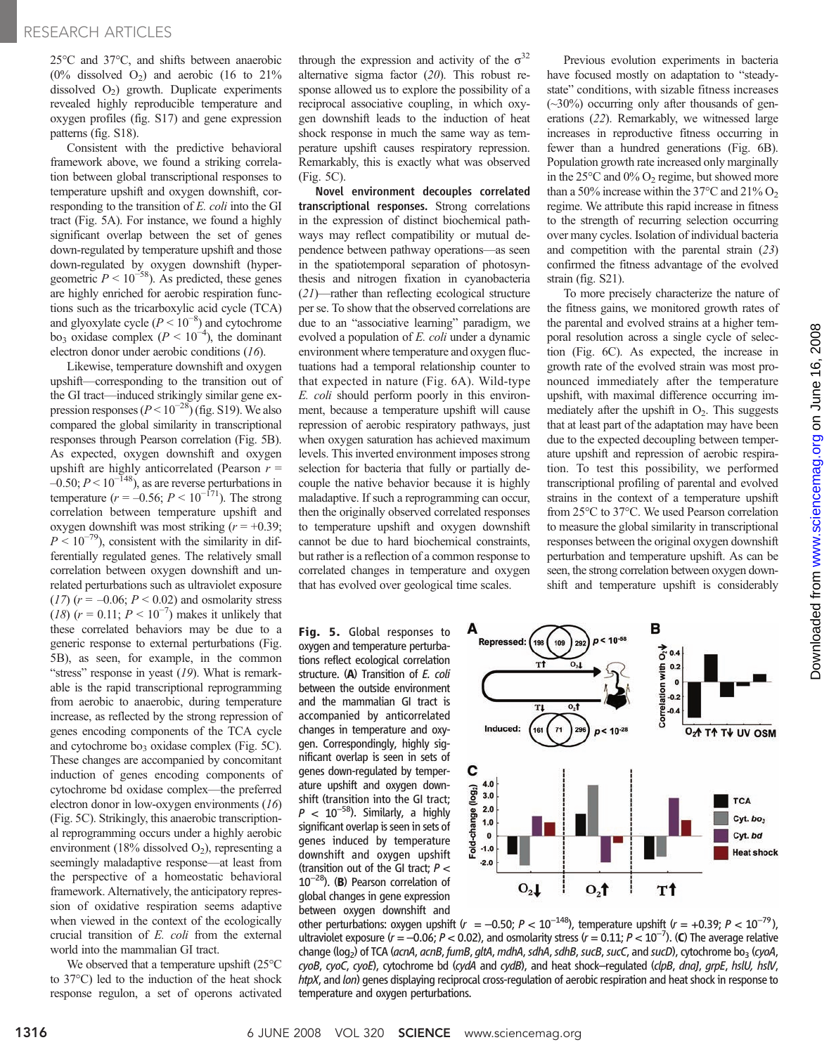25°C and 37°C, and shifts between anaerobic (0% dissolved $O_2$) and aerobic (16 to 21% dissolved $O_2$) growth. Duplicate experiments revealed highly reproducible temperature and oxygen profiles (fig. S17) and gene expression patterns (fig. S18).

Consistent with the predictive behavioral framework above, we found a striking correlation between global transcriptional responses to temperature upshift and oxygen downshift, corresponding to the transition of *E. coli* into the GI tract (Fig. 5A). For instance, we found a highly significant overlap between the set of genes down-regulated by temperature upshift and those down-regulated by oxygen downshift (hypergeometric $P < 10^{-58}$). As predicted, these genes are highly enriched for aerobic respiration functions such as the tricarboxylic acid cycle (TCA) and glyoxylate cycle ($P < 10^{-8}$) and cytochrome $bo_3$ oxidase complex ($P < 10^{-4}$), the dominant electron donor under aerobic conditions (*16*).

Likewise, temperature downshift and oxygen upshift—corresponding to the transition out of the GI tract—induced strikingly similar gene expression responses ($P < 10^{-28}$) (fig. S19). We also compared the global similarity in transcriptional responses through Pearson correlation (Fig. 5B). As expected, oxygen downshift and oxygen upshift are highly anticorrelated (Pearson $r = -0.50$; $P < 10^{-148}$), as are reverse perturbations in temperature ($r = -0.56$; $P < 10^{-171}$). The strong correlation between temperature upshift and oxygen downshift was most striking ($r = +0.39$; $P < 10^{-79}$), consistent with the similarity in differentially regulated genes. The relatively small correlation between oxygen downshift and unrelated perturbations such as ultraviolet exposure (*17*) ($r = -0.06$; $P < 0.02$) and osmolarity stress (*18*) ($r = 0.11$; $P < 10^{-7}$) makes it unlikely that these correlated behaviors may be due to a generic response to external perturbations (Fig. 5B), as seen, for example, in the common "stress" response in yeast (*19*). What is remarkable is the rapid transcriptional reprogramming from aerobic to anaerobic, during temperature increase, as reflected by the strong repression of genes encoding components of the TCA cycle and cytochrome $bo_3$ oxidase complex (Fig. 5C). These changes are accompanied by concomitant induction of genes encoding components of cytochrome bd oxidase complex—the preferred electron donor in low-oxygen environments (*16*) (Fig. 5C). Strikingly, this anaerobic transcriptional reprogramming occurs under a highly aerobic environment (18% dissolved $O_2$), representing a seemingly maladaptive response—at least from the perspective of a homeostatic behavioral framework. Alternatively, the anticipatory repression of oxidative respiration seems adaptive when viewed in the context of the ecologically crucial transition of *E. coli* from the external world into the mammalian GI tract.

We observed that a temperature upshift (25°C to 37°C) led to the induction of the heat shock response regulon, a set of operons activated through the expression and activity of the $\sigma^{32}$ alternative sigma factor (*20*). This robust response allowed us to explore the possibility of a reciprocal associative coupling, in which oxygen downshift leads to the induction of heat shock response in much the same way as temperature upshift causes respiratory repression. Remarkably, this is exactly what was observed (Fig. 5C).

**Novel environment decouples correlated transcriptional responses.** Strong correlations in the expression of distinct biochemical pathways may reflect compatibility or mutual dependence between pathway operations—as seen in the spatiotemporal separation of photosynthesis and nitrogen fixation in cyanobacteria (*21*)—rather than reflecting ecological structure per se. To show that the observed correlations are due to an "associative learning" paradigm, we evolved a population of *E. coli* under a dynamic environment where temperature and oxygen fluctuations had a temporal relationship counter to that expected in nature (Fig. 6A). Wild-type *E. coli* should perform poorly in this environment, because a temperature upshift will cause repression of aerobic respiratory pathways, just when oxygen saturation has achieved maximum levels. This inverted environment imposes strong selection for bacteria that fully or partially decouple the native behavior because it is highly maladaptive. If such a reprogramming can occur, then the originally observed correlated responses to temperature upshift and oxygen downshift cannot be due to hard biochemical constraints, but rather is a reflection of a common response to correlated changes in temperature and oxygen that has evolved over geological time scales.

Previous evolution experiments in bacteria have focused mostly on adaptation to "steady-state" conditions, with sizable fitness increases (~30%) occurring only after thousands of generations (*22*). Remarkably, we witnessed large increases in reproductive fitness occurring in fewer than a hundred generations (Fig. 6B). Population growth rate increased only marginally in the 25°C and 0% $O_2$ regime, but showed more than a 50% increase within the 37°C and 21% $O_2$ regime. We attribute this rapid increase in fitness to the strength of recurring selection occurring over many cycles. Isolation of individual bacteria and competition with the parental strain (*23*) confirmed the fitness advantage of the evolved strain (fig. S21).

To more precisely characterize the nature of the fitness gains, we monitored growth rates of the parental and evolved strains at a higher temporal resolution across a single cycle of selection (Fig. 6C). As expected, the increase in growth rate of the evolved strain was most pronounced immediately after the temperature upshift, with maximal difference occurring immediately after the upshift in $O_2$. This suggests that at least part of the adaptation may have been due to the expected decoupling between temperature upshift and repression of aerobic respiration. To test this possibility, we performed transcriptional profiling of parental and evolved strains in the context of a temperature upshift from 25°C to 37°C. We used Pearson correlation to measure the global similarity in transcriptional responses between the original oxygen downshift perturbation and temperature upshift. As can be seen, the strong correlation between oxygen downshift and temperature upshift is considerably

**Fig. 5.** Global responses to oxygen and temperature perturbations reflect ecological correlation structure. (**A**) Transition of *E. coli* between the outside environment and the mammalian GI tract is accompanied by anticorrelated changes in temperature and oxygen. Correspondingly, highly significant overlap is seen in sets of genes down-regulated by temperature upshift and oxygen downshift (transition into the GI tract; $P < 10^{-58}$). Similarly, a highly significant overlap is seen in sets of genes induced by temperature downshift and oxygen upshift (transition out of the GI tract; $P < 10^{-28}$). (**B**) Pearson correlation of global changes in gene expression between oxygen downshift and other perturbations: oxygen upshift ($r = -0.50$; $P < 10^{-148}$), temperature upshift ($r = +0.39$; $P < 10^{-79}$), ultraviolet exposure ($r = -0.06$; $P < 0.02$), and osmolarity stress ($r = 0.11$; $P < 10^{-7}$). (**C**) The average relative change ($log_2$) of TCA (*acnA*, *acnB*, *fumB*, *gltA*, *mdhA*, *sdhA*, *sdhB*, *sucB*, *sucC*, and *sucD*), cytochrome $bo_3$ (*cyoA*, *cyoB*, *cyoC*, *cyoE*), cytochrome bd (*cydA* and *cydB*), and heat shock–regulated (*clpB*, *dnaJ*, *grpE*, *hslU*, *hslV*, *htpX*, and *lon*) genes displaying reciprocal cross-regulation of aerobic respiration and heat shock in response to temperature and oxygen perturbations.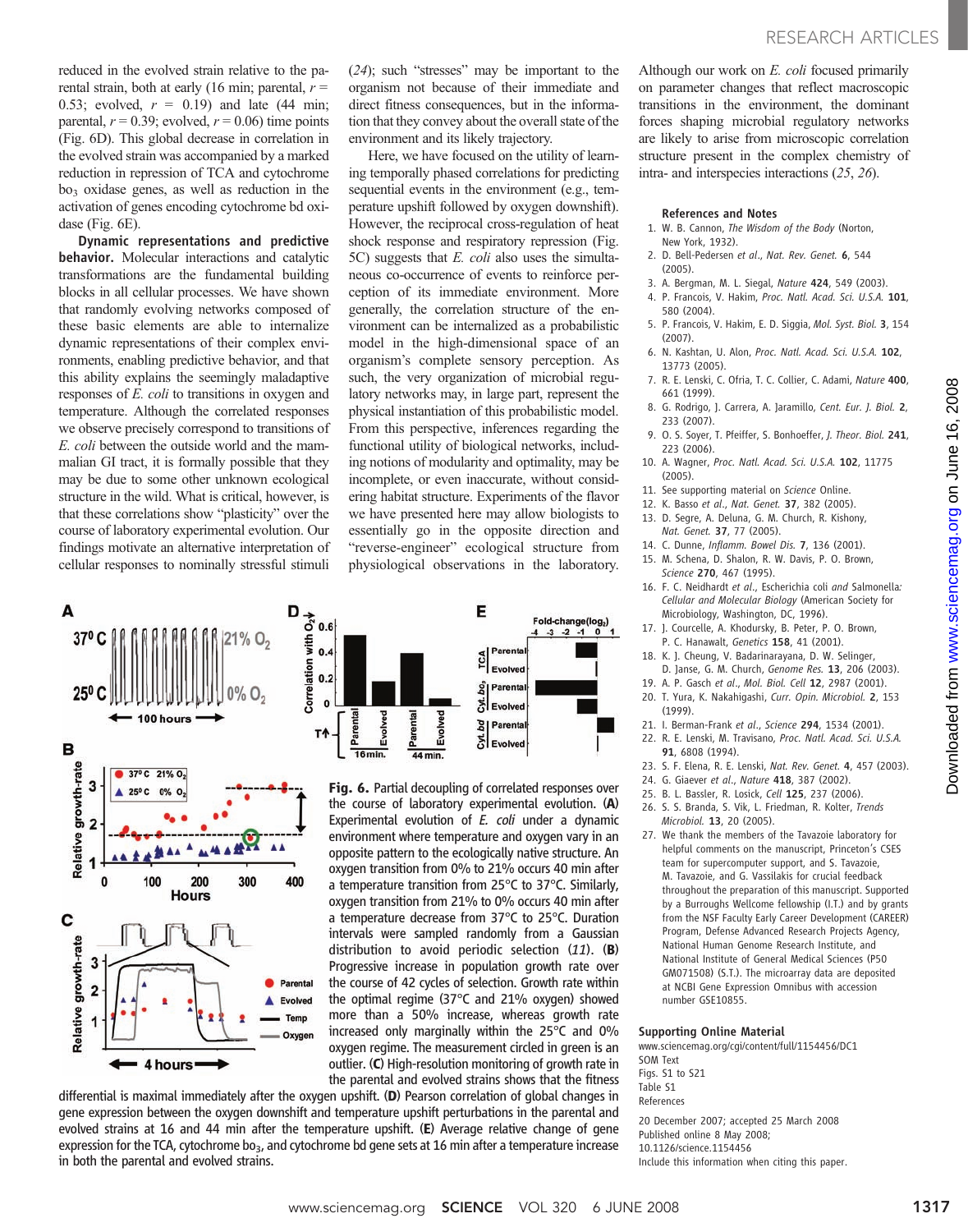reduced in the evolved strain relative to the parental strain, both at early (16 min; parental, $r = 0.53$; evolved, $r = 0.19$) and late (44 min; parental, $r = 0.39$; evolved, $r = 0.06$) time points (Fig. 6D). This global decrease in correlation in the evolved strain was accompanied by a marked reduction in repression of TCA and cytochrome $bo_3$ oxidase genes, as well as reduction in the activation of genes encoding cytochrome bd oxidase (Fig. 6E).

**Dynamic representations and predictive behavior.** Molecular interactions and catalytic transformations are the fundamental building blocks in all cellular processes. We have shown that randomly evolving networks composed of these basic elements are able to internalize dynamic representations of their complex environments, enabling predictive behavior, and that this ability explains the seemingly maladaptive responses of *E. coli* to transitions in oxygen and temperature. Although the correlated responses we observe precisely correspond to transitions of *E. coli* between the outside world and the mammalian GI tract, it is formally possible that they may be due to some other unknown ecological structure in the wild. What is critical, however, is that these correlations show "plasticity" over the course of laboratory experimental evolution. Our findings motivate an alternative interpretation of cellular responses to nominally stressful stimuli (24); such "stresses" may be important to the organism not because of their immediate and direct fitness consequences, but in the information that they convey about the overall state of the environment and its likely trajectory.

Here, we have focused on the utility of learning temporally phased correlations for predicting sequential events in the environment (e.g., temperature upshift followed by oxygen downshift). However, the reciprocal cross-regulation of heat shock response and respiratory repression (Fig. 5C) suggests that *E. coli* also uses the simultaneous co-occurrence of events to reinforce perception of its immediate environment. More generally, the correlation structure of the environment can be internalized as a probabilistic model in the high-dimensional space of an organism's complete sensory perception. As such, the very organization of microbial regulatory networks may, in large part, represent the physical instantiation of this probabilistic model. From this perspective, inferences regarding the functional utility of biological networks, including notions of modularity and optimality, may be incomplete, or even inaccurate, without considering habitat structure. Experiments of the flavor we have presented here may allow biologists to essentially go in the opposite direction and "reverse-engineer" ecological structure from physiological observations in the laboratory. Although our work on *E. coli* focused primarily on parameter changes that reflect macroscopic transitions in the environment, the dominant forces shaping microbial regulatory networks are likely to arise from microscopic correlation structure present in the complex chemistry of intra- and interspecies interactions (25, 26).

A
37° C
25° C
21% $O_2$
0% $O_2$
100 hours

B
Relative growth-rate
37° C 21% $O_2$
25° C 0% $O_2$
Hours
0 100 200 300 400

C
Relative growth-rate
Parental
Evolved
Temp
Oxygen
4 hours

D
Correlation with $O_2$↓
T↑
Parental Evolved Parental Evolved
16min. 44 min.

E
Fold-change($\log_2$)
-4 -3 -2 -1 0 1
TCA Parental Evolved
Cyt. $bo_3$ Parental Evolved
Cyt. bd Parental Evolved

**Fig. 6.** Partial decoupling of correlated responses over the course of laboratory experimental evolution. (**A**) Experimental evolution of *E. coli* under a dynamic environment where temperature and oxygen vary in an opposite pattern to the ecologically native structure. An oxygen transition from 0% to 21% occurs 40 min after a temperature transition from 25°C to 37°C. Similarly, oxygen transition from 21% to 0% occurs 40 min after a temperature decrease from 37°C to 25°C. Duration intervals were sampled randomly from a Gaussian distribution to avoid periodic selection (11). (**B**) Progressive increase in population growth rate over the course of 42 cycles of selection. Growth rate within the optimal regime (37°C and 21% oxygen) showed more than a 50% increase, whereas growth rate increased only marginally within the 25°C and 0% oxygen regime. The measurement circled in green is an outlier. (**C**) High-resolution monitoring of growth rate in the parental and evolved strains shows that the fitness differential is maximal immediately after the oxygen upshift. (**D**) Pearson correlation of global changes in gene expression between the oxygen downshift and temperature upshift perturbations in the parental and evolved strains at 16 and 44 min after the temperature upshift. (**E**) Average relative change of gene expression for the TCA, cytochrome $bo_3$, and cytochrome bd gene sets at 16 min after a temperature increase in both the parental and evolved strains.

### References and Notes

1. W. B. Cannon, *The Wisdom of the Body* (Norton, New York, 1932).
2. D. Bell-Pedersen *et al.*, *Nat. Rev. Genet.* **6**, 544 (2005).
3. A. Bergman, M. L. Siegal, *Nature* **424**, 549 (2003).
4. P. Francois, V. Hakim, *Proc. Natl. Acad. Sci. U.S.A.* **101**, 580 (2004).
5. P. Francois, V. Hakim, E. D. Siggia, *Mol. Syst. Biol.* **3**, 154 (2007).
6. N. Kashtan, U. Alon, *Proc. Natl. Acad. Sci. U.S.A.* **102**, 13773 (2005).
7. R. E. Lenski, C. Ofria, T. C. Collier, C. Adami, *Nature* **400**, 661 (1999).
8. G. Rodrigo, J. Carrera, A. Jaramillo, *Cent. Eur. J. Biol.* **2**, 233 (2007).
9. O. S. Soyer, T. Pfeiffer, S. Bonhoeffer, *J. Theor. Biol.* **241**, 223 (2006).
10. A. Wagner, *Proc. Natl. Acad. Sci. U.S.A.* **102**, 11775 (2005).
11. See supporting material on *Science* Online.
12. K. Basso *et al.*, *Nat. Genet.* **37**, 382 (2005).
13. D. Segre, A. Deluna, G. M. Church, R. Kishony, *Nat. Genet.* **37**, 77 (2005).
14. C. Dunne, *Inflamm. Bowel Dis.* **7**, 136 (2001).
15. M. Schena, D. Shalon, R. W. Davis, P. O. Brown, *Science* **270**, 467 (1995).
16. F. C. Neidhardt *et al.*, Escherichia coli *and* Salmonella*: Cellular and Molecular Biology* (American Society for Microbiology, Washington, DC, 1996).
17. J. Courcelle, A. Khodursky, B. Peter, P. O. Brown, P. C. Hanawalt, *Genetics* **158**, 41 (2001).
18. K. J. Cheung, V. Badarinarayana, D. W. Selinger, D. Janse, G. M. Church, *Genome Res.* **13**, 206 (2003).
19. A. P. Gasch *et al.*, *Mol. Biol. Cell* **12**, 2987 (2001).
20. T. Yura, K. Nakahigashi, *Curr. Opin. Microbiol.* **2**, 153 (1999).
21. I. Berman-Frank *et al.*, *Science* **294**, 1534 (2001).
22. R. E. Lenski, M. Travisano, *Proc. Natl. Acad. Sci. U.S.A.* **91**, 6808 (1994).
23. S. F. Elena, R. E. Lenski, *Nat. Rev. Genet.* **4**, 457 (2003).
24. G. Giaever *et al.*, *Nature* **418**, 387 (2002).
25. B. L. Bassler, R. Losick, *Cell* **125**, 237 (2006).
26. S. S. Branda, S. Vik, L. Friedman, R. Kolter, *Trends Microbiol.* **13**, 20 (2005).
27. We thank the members of the Tavazoie laboratory for helpful comments on the manuscript, Princeton's CSES team for supercomputer support, and S. Tavazoie, M. Tavazoie, and G. Vassilakis for crucial feedback throughout the preparation of this manuscript. Supported by a Burroughs Wellcome fellowship (I.T.) and by grants from the NSF Faculty Early Career Development (CAREER) Program, Defense Advanced Research Projects Agency, National Human Genome Research Institute, and National Institute of General Medical Sciences (P50 GM071508) (S.T.). The microarray data are deposited at NCBI Gene Expression Omnibus with accession number GSE10855.

### Supporting Online Material

www.sciencemag.org/cgi/content/full/1154456/DC1
SOM Text
Figs. S1 to S21
Table S1
References

20 December 2007; accepted 25 March 2008
Published online 8 May 2008;
10.1126/science.1154456
Include this information when citing this paper.